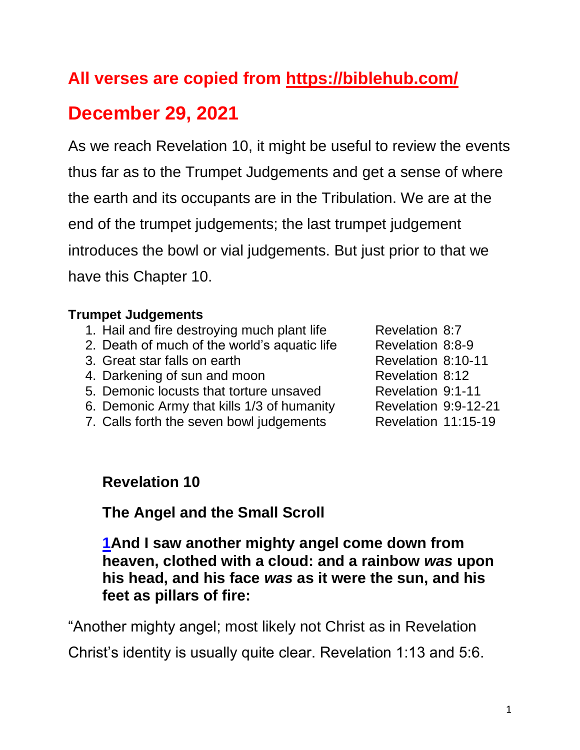## All verses are copied from https://biblehub.com/

## December 29, 2021

As we reach Revelation 10, it might be useful to review the events thus far as to the Trumpet Judgements and get a sense of where the earth and its occupants are in the Tribulation. We are at the end of the trumpet judgements; the last trumpet judgement introduces the bowl or vial judgements. But just prior to that we have this Chapter 10.

**Trumpet Judgements**

1. Hail and fire destroying much plant life — Revelation 8:7
2. Death of much of the world's aquatic life — Revelation 8:8-9
3. Great star falls on earth — Revelation 8:10-11
4. Darkening of sun and moon — Revelation 8:12
5. Demonic locusts that torture unsaved — Revelation 9:1-11
6. Demonic Army that kills 1/3 of humanity — Revelation 9:9-12-21
7. Calls forth the seven bowl judgements — Revelation 11:15-19

### Revelation 10

### The Angel and the Small Scroll

**1And I saw another mighty angel come down from heaven, clothed with a cloud: and a rainbow *was* upon his head, and his face *was* as it were the sun, and his feet as pillars of fire:**

"Another mighty angel; most likely not Christ as in Revelation Christ's identity is usually quite clear. Revelation 1:13 and 5:6.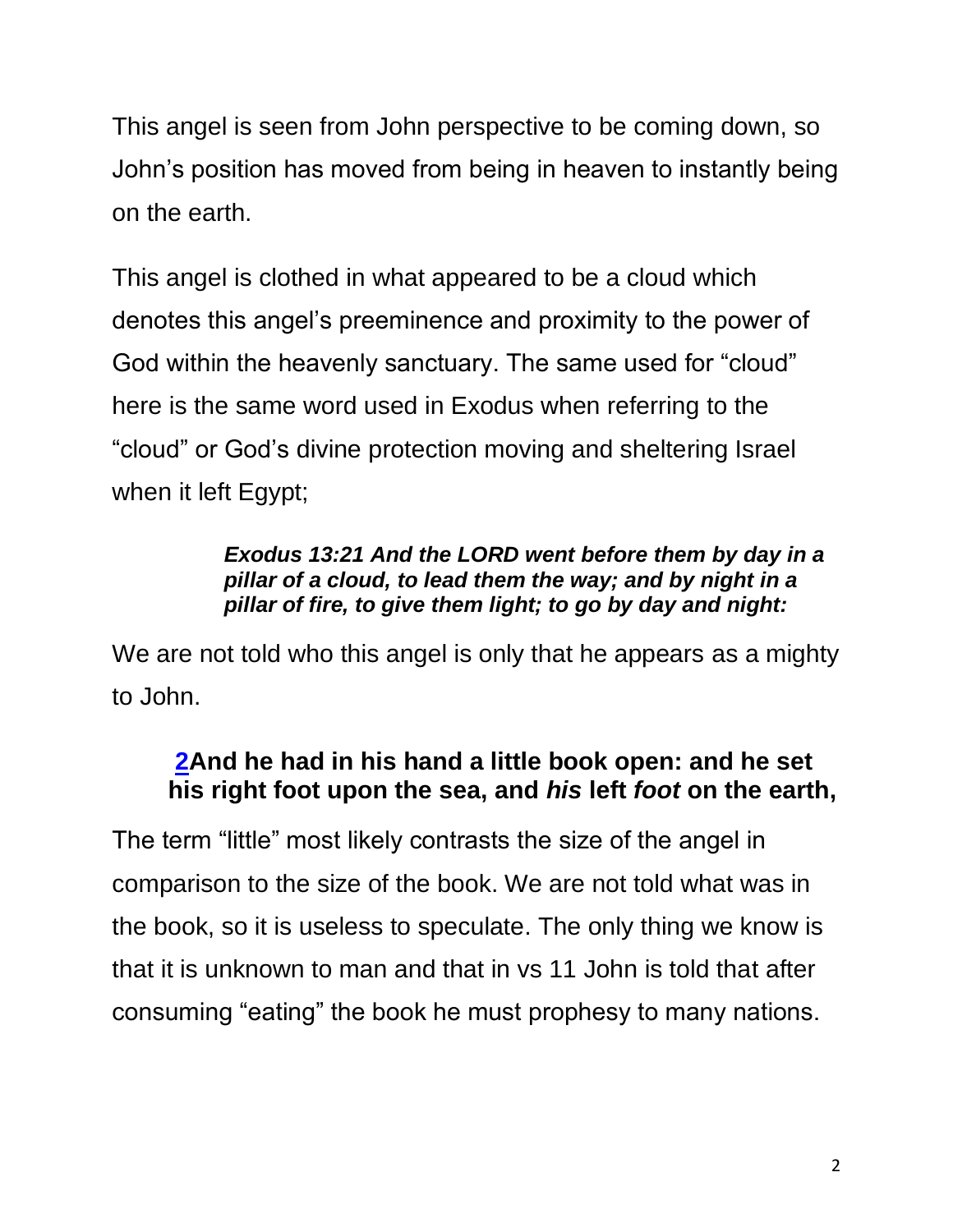This angel is seen from John perspective to be coming down, so John's position has moved from being in heaven to instantly being on the earth.

This angel is clothed in what appeared to be a cloud which denotes this angel's preeminence and proximity to the power of God within the heavenly sanctuary. The same used for "cloud" here is the same word used in Exodus when referring to the "cloud" or God's divine protection moving and sheltering Israel when it left Egypt;

> ***Exodus 13:21 And the LORD went before them by day in a pillar of a cloud, to lead them the way; and by night in a pillar of fire, to give them light; to go by day and night:***

We are not told who this angel is only that he appears as a mighty to John.

> **2And he had in his hand a little book open: and he set his right foot upon the sea, and *his* left *foot* on the earth,**

The term "little" most likely contrasts the size of the angel in comparison to the size of the book. We are not told what was in the book, so it is useless to speculate. The only thing we know is that it is unknown to man and that in vs 11 John is told that after consuming "eating" the book he must prophesy to many nations.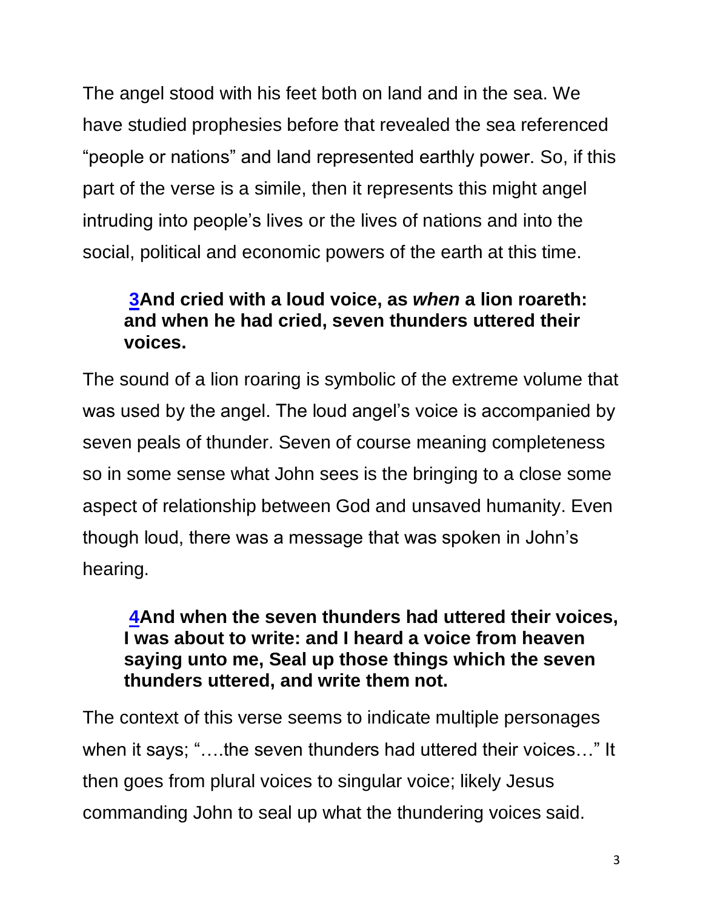The angel stood with his feet both on land and in the sea. We have studied prophesies before that revealed the sea referenced "people or nations" and land represented earthly power. So, if this part of the verse is a simile, then it represents this might angel intruding into people's lives or the lives of nations and into the social, political and economic powers of the earth at this time.

> **3And cried with a loud voice, as *when* a lion roareth: and when he had cried, seven thunders uttered their voices.**

The sound of a lion roaring is symbolic of the extreme volume that was used by the angel. The loud angel's voice is accompanied by seven peals of thunder. Seven of course meaning completeness so in some sense what John sees is the bringing to a close some aspect of relationship between God and unsaved humanity. Even though loud, there was a message that was spoken in John's hearing.

> **4And when the seven thunders had uttered their voices, I was about to write: and I heard a voice from heaven saying unto me, Seal up those things which the seven thunders uttered, and write them not.**

The context of this verse seems to indicate multiple personages when it says; "….the seven thunders had uttered their voices…" It then goes from plural voices to singular voice; likely Jesus commanding John to seal up what the thundering voices said.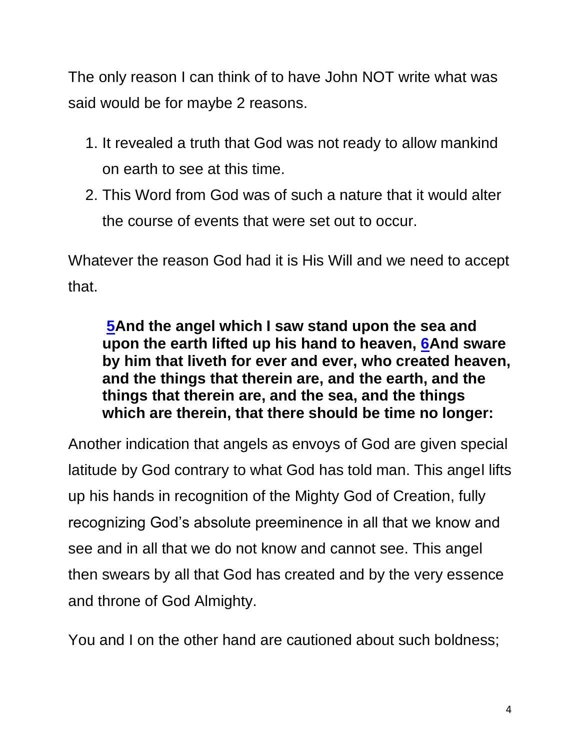The only reason I can think of to have John NOT write what was said would be for maybe 2 reasons.

1. It revealed a truth that God was not ready to allow mankind on earth to see at this time.
2. This Word from God was of such a nature that it would alter the course of events that were set out to occur.

Whatever the reason God had it is His Will and we need to accept that.

> **5And the angel which I saw stand upon the sea and upon the earth lifted up his hand to heaven, 6And sware by him that liveth for ever and ever, who created heaven, and the things that therein are, and the earth, and the things that therein are, and the sea, and the things which are therein, that there should be time no longer:**

Another indication that angels as envoys of God are given special latitude by God contrary to what God has told man. This angel lifts up his hands in recognition of the Mighty God of Creation, fully recognizing God's absolute preeminence in all that we know and see and in all that we do not know and cannot see. This angel then swears by all that God has created and by the very essence and throne of God Almighty.

You and I on the other hand are cautioned about such boldness;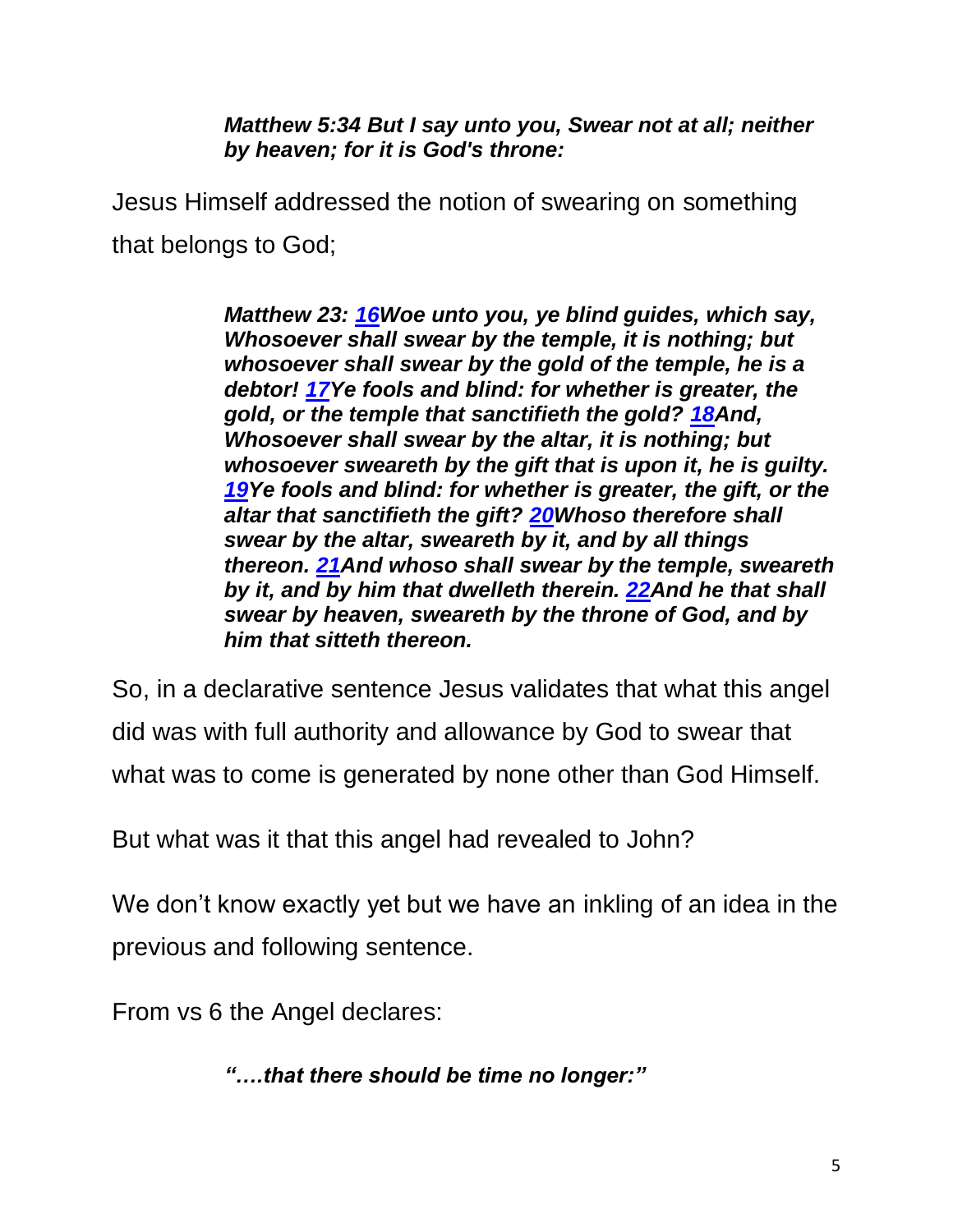> ***Matthew 5:34 But I say unto you, Swear not at all; neither by heaven; for it is God's throne:***

Jesus Himself addressed the notion of swearing on something that belongs to God;

> ***Matthew 23: 16Woe unto you, ye blind guides, which say, Whosoever shall swear by the temple, it is nothing; but whosoever shall swear by the gold of the temple, he is a debtor! 17Ye fools and blind: for whether is greater, the gold, or the temple that sanctifieth the gold? 18And, Whosoever shall swear by the altar, it is nothing; but whosoever sweareth by the gift that is upon it, he is guilty. 19Ye fools and blind: for whether is greater, the gift, or the altar that sanctifieth the gift? 20Whoso therefore shall swear by the altar, sweareth by it, and by all things thereon. 21And whoso shall swear by the temple, sweareth by it, and by him that dwelleth therein. 22And he that shall swear by heaven, sweareth by the throne of God, and by him that sitteth thereon.***

So, in a declarative sentence Jesus validates that what this angel did was with full authority and allowance by God to swear that what was to come is generated by none other than God Himself.

But what was it that this angel had revealed to John?

We don't know exactly yet but we have an inkling of an idea in the previous and following sentence.

From vs 6 the Angel declares:

> ***"….that there should be time no longer:"***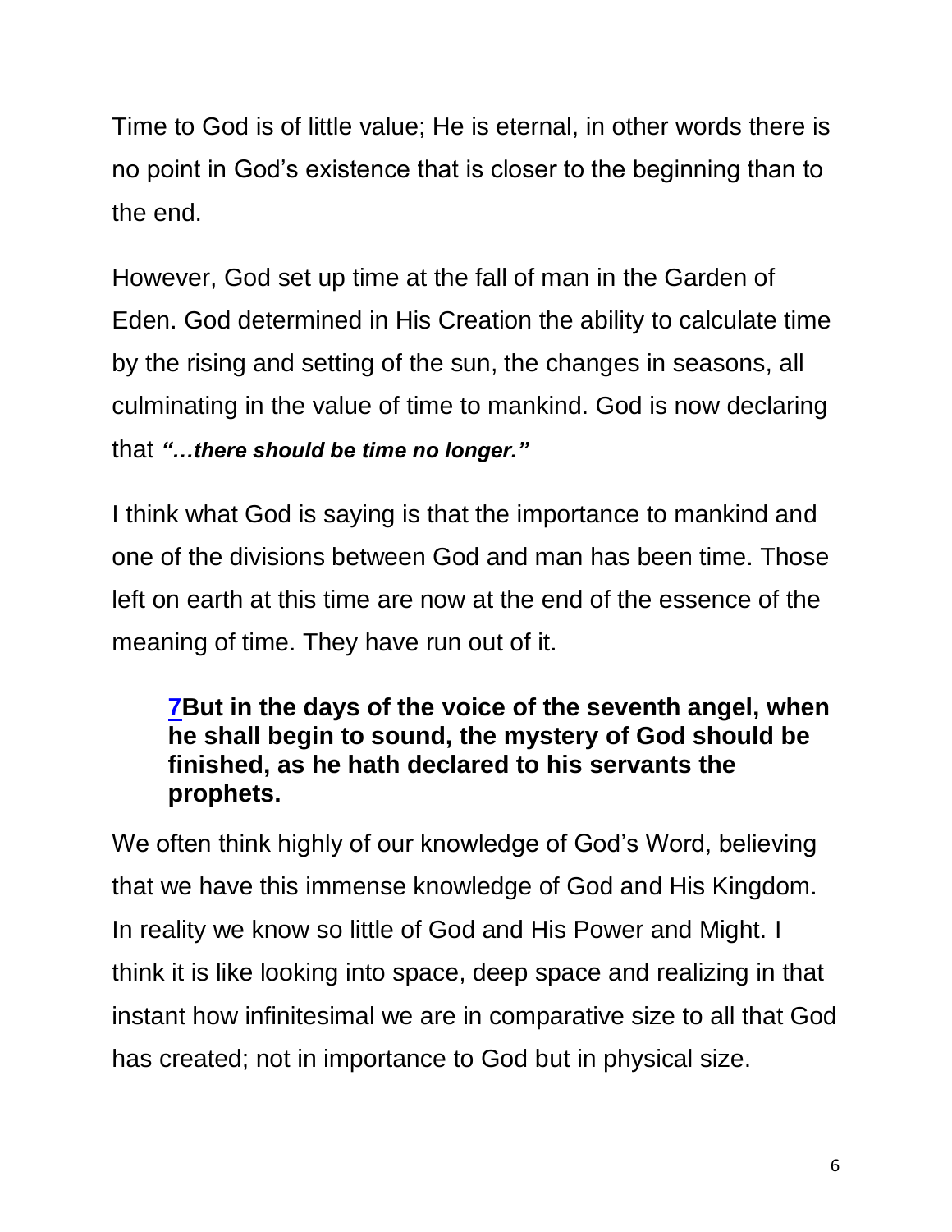Time to God is of little value; He is eternal, in other words there is no point in God's existence that is closer to the beginning than to the end.

However, God set up time at the fall of man in the Garden of Eden. God determined in His Creation the ability to calculate time by the rising and setting of the sun, the changes in seasons, all culminating in the value of time to mankind. God is now declaring that ***"…there should be time no longer."***

I think what God is saying is that the importance to mankind and one of the divisions between God and man has been time. Those left on earth at this time are now at the end of the essence of the meaning of time. They have run out of it.

> **7But in the days of the voice of the seventh angel, when he shall begin to sound, the mystery of God should be finished, as he hath declared to his servants the prophets.**

We often think highly of our knowledge of God's Word, believing that we have this immense knowledge of God and His Kingdom. In reality we know so little of God and His Power and Might. I think it is like looking into space, deep space and realizing in that instant how infinitesimal we are in comparative size to all that God has created; not in importance to God but in physical size.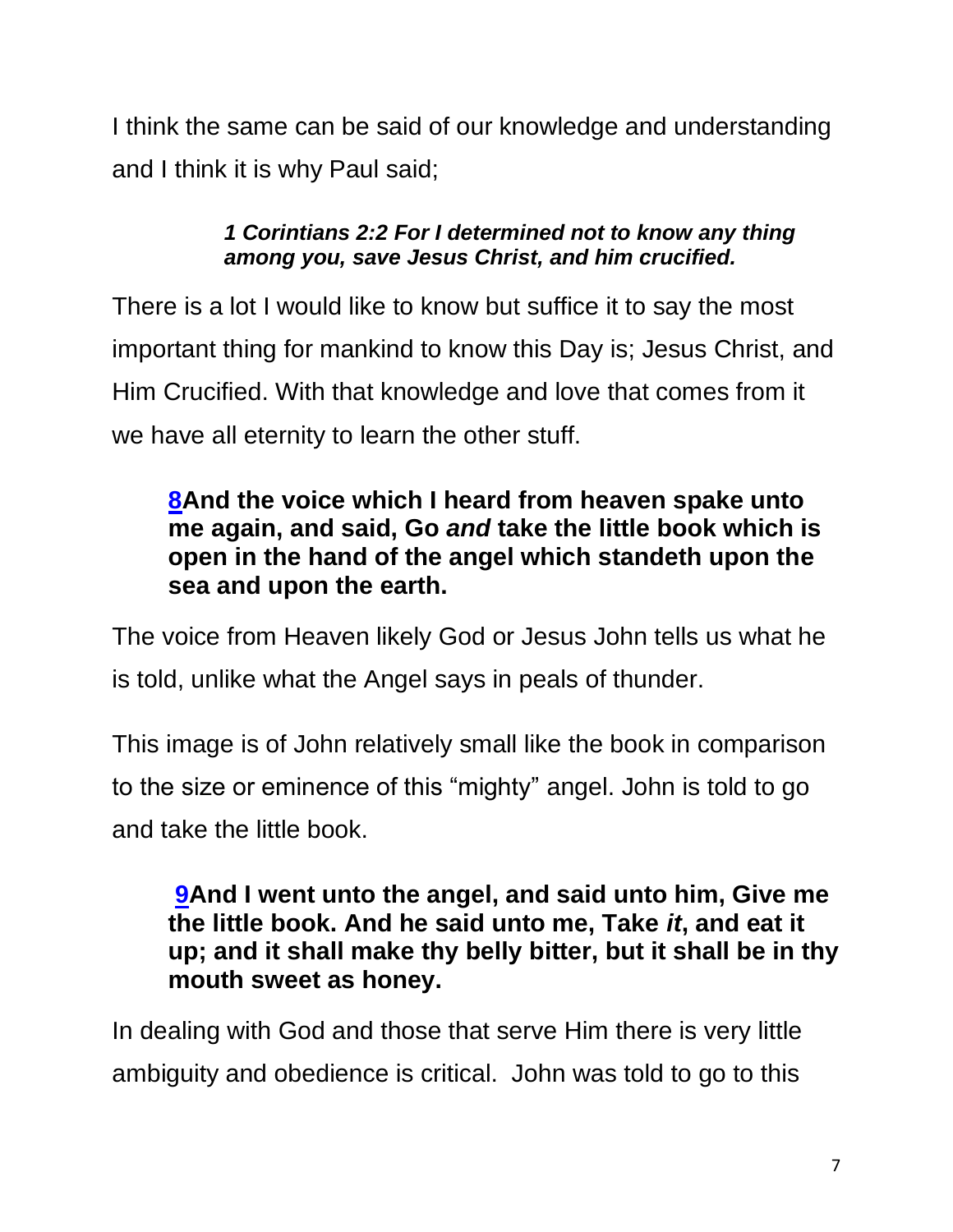I think the same can be said of our knowledge and understanding and I think it is why Paul said;

> ***1 Corintians 2:2 For I determined not to know any thing among you, save Jesus Christ, and him crucified.***

There is a lot I would like to know but suffice it to say the most important thing for mankind to know this Day is; Jesus Christ, and Him Crucified. With that knowledge and love that comes from it we have all eternity to learn the other stuff.

> **8And the voice which I heard from heaven spake unto me again, and said, Go *and* take the little book which is open in the hand of the angel which standeth upon the sea and upon the earth.**

The voice from Heaven likely God or Jesus John tells us what he is told, unlike what the Angel says in peals of thunder.

This image is of John relatively small like the book in comparison to the size or eminence of this "mighty" angel. John is told to go and take the little book.

> **9And I went unto the angel, and said unto him, Give me the little book. And he said unto me, Take *it*, and eat it up; and it shall make thy belly bitter, but it shall be in thy mouth sweet as honey.**

In dealing with God and those that serve Him there is very little ambiguity and obedience is critical. John was told to go to this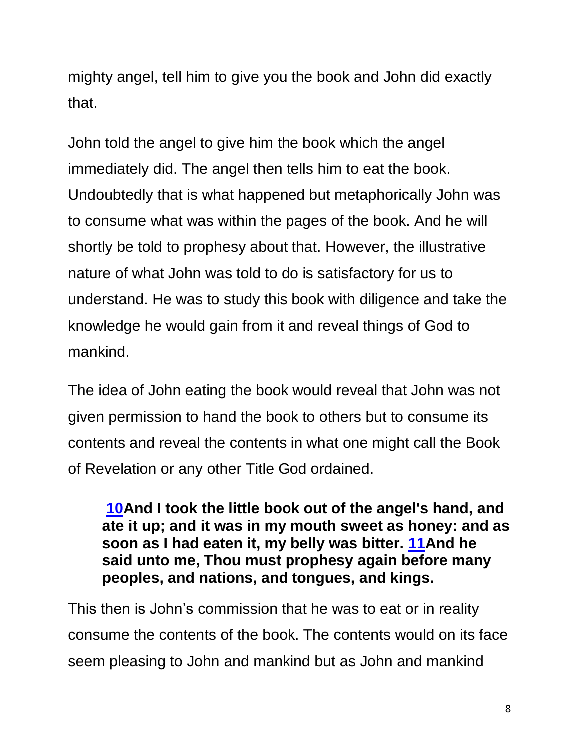mighty angel, tell him to give you the book and John did exactly that.

John told the angel to give him the book which the angel immediately did. The angel then tells him to eat the book. Undoubtedly that is what happened but metaphorically John was to consume what was within the pages of the book. And he will shortly be told to prophesy about that. However, the illustrative nature of what John was told to do is satisfactory for us to understand. He was to study this book with diligence and take the knowledge he would gain from it and reveal things of God to mankind.

The idea of John eating the book would reveal that John was not given permission to hand the book to others but to consume its contents and reveal the contents in what one might call the Book of Revelation or any other Title God ordained.

> **10And I took the little book out of the angel's hand, and ate it up; and it was in my mouth sweet as honey: and as soon as I had eaten it, my belly was bitter. 11And he said unto me, Thou must prophesy again before many peoples, and nations, and tongues, and kings.**

This then is John's commission that he was to eat or in reality consume the contents of the book. The contents would on its face seem pleasing to John and mankind but as John and mankind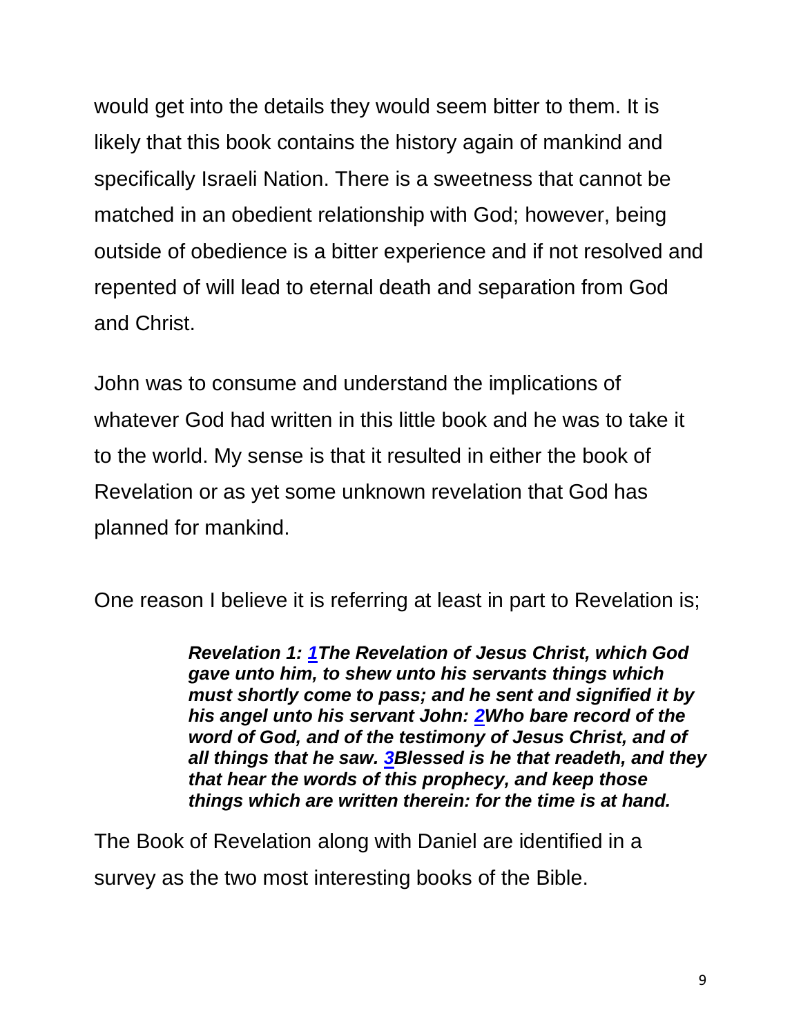would get into the details they would seem bitter to them. It is likely that this book contains the history again of mankind and specifically Israeli Nation. There is a sweetness that cannot be matched in an obedient relationship with God; however, being outside of obedience is a bitter experience and if not resolved and repented of will lead to eternal death and separation from God and Christ.

John was to consume and understand the implications of whatever God had written in this little book and he was to take it to the world. My sense is that it resulted in either the book of Revelation or as yet some unknown revelation that God has planned for mankind.

One reason I believe it is referring at least in part to Revelation is;

> ***Revelation 1: 1The Revelation of Jesus Christ, which God gave unto him, to shew unto his servants things which must shortly come to pass; and he sent and signified it by his angel unto his servant John: 2Who bare record of the word of God, and of the testimony of Jesus Christ, and of all things that he saw. 3Blessed is he that readeth, and they that hear the words of this prophecy, and keep those things which are written therein: for the time is at hand.***

The Book of Revelation along with Daniel are identified in a survey as the two most interesting books of the Bible.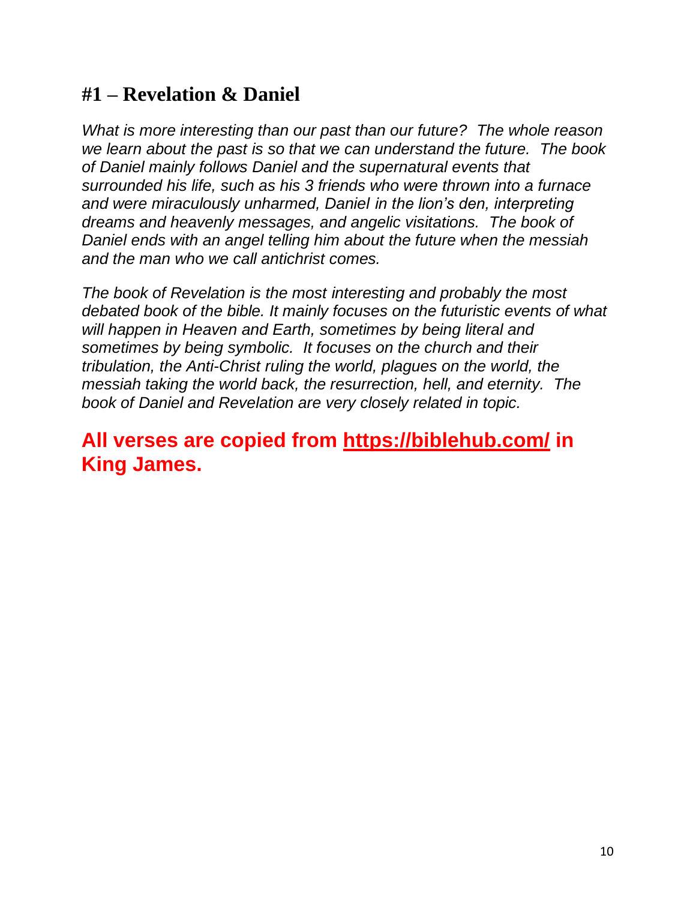## #1 – Revelation & Daniel

*What is more interesting than our past than our future? The whole reason we learn about the past is so that we can understand the future. The book of Daniel mainly follows Daniel and the supernatural events that surrounded his life, such as his 3 friends who were thrown into a furnace and were miraculously unharmed, Daniel in the lion's den, interpreting dreams and heavenly messages, and angelic visitations. The book of Daniel ends with an angel telling him about the future when the messiah and the man who we call antichrist comes.*

*The book of Revelation is the most interesting and probably the most debated book of the bible. It mainly focuses on the futuristic events of what will happen in Heaven and Earth, sometimes by being literal and sometimes by being symbolic. It focuses on the church and their tribulation, the Anti-Christ ruling the world, plagues on the world, the messiah taking the world back, the resurrection, hell, and eternity. The book of Daniel and Revelation are very closely related in topic.*

**All verses are copied from [https://biblehub.com/](https://biblehub.com/) in King James.**